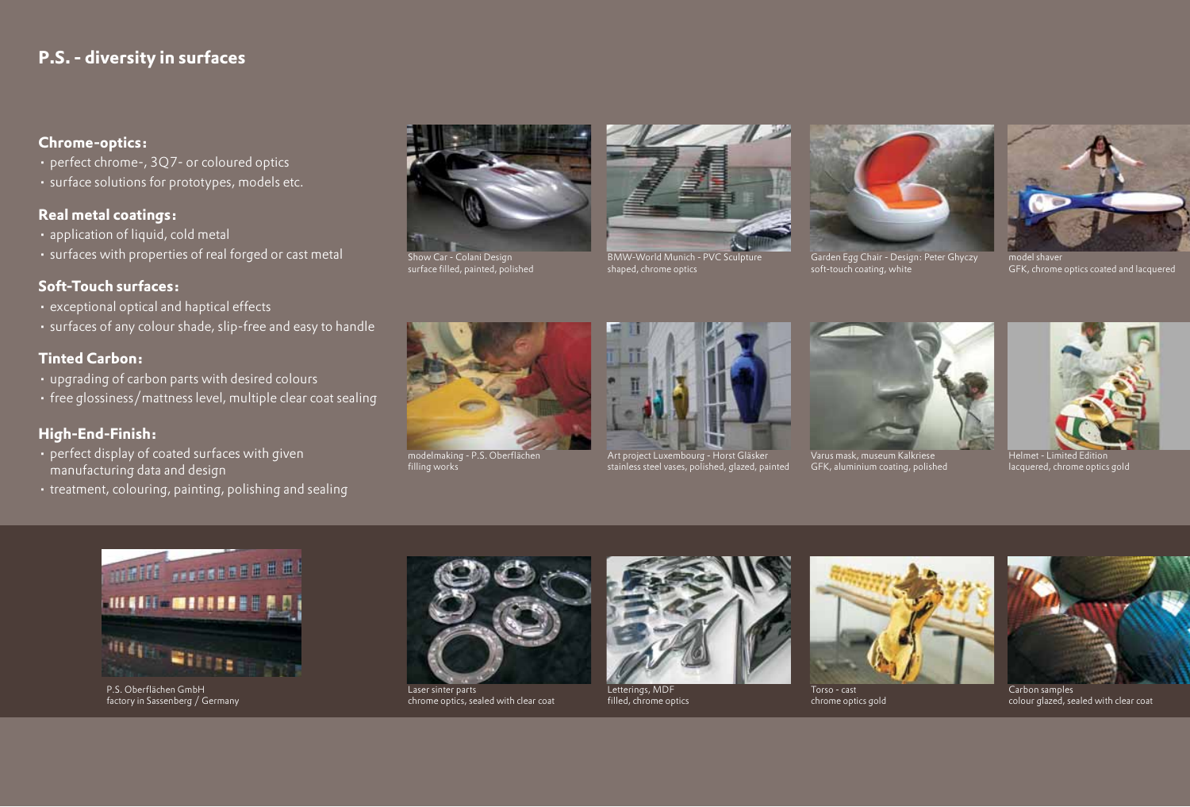## P.S. - diversity in surfaces

### Chrome-optics:

- perfect chrome-, 3Q7- or coloured optics
- surface solutions for prototypes, models etc.

### Real metal coatings:

- application of liquid, cold metal
- surfaces with properties of real forged or cast metal

### Soft-Touch surfaces:

- exceptional optical and haptical effects
- surfaces of any colour shade, slip-free and easy to handle

### Tinted Carbon:

- upgrading of carbon parts with desired colours
- free glossiness/mattness level, multiple clear coat sealing

### High-End-Finish:

- perfect display of coated surfaces with given manufacturing data and design
- treatment, colouring, painting, polishing and sealing

Show Car - Colani Design
surface filled, painted, polished

BMW-World Munich - PVC Sculpture
shaped, chrome optics

Garden Egg Chair - Design: Peter Ghyczy
soft-touch coating, white

model shaver
GFK, chrome optics coated and lacquered

modelmaking - P.S. Oberflächen
filling works

Art project Luxembourg - Horst Gläsker
stainless steel vases, polished, glazed, painted

Varus mask, museum Kalkriese
GFK, aluminium coating, polished

Helmet - Limited Edition
lacquered, chrome optics gold

P.S. Oberflächen GmbH
factory in Sassenberg / Germany

Laser sinter parts
chrome optics, sealed with clear coat

Letterings, MDF
filled, chrome optics

Torso - cast
chrome optics gold

Carbon samples
colour glazed, sealed with clear coat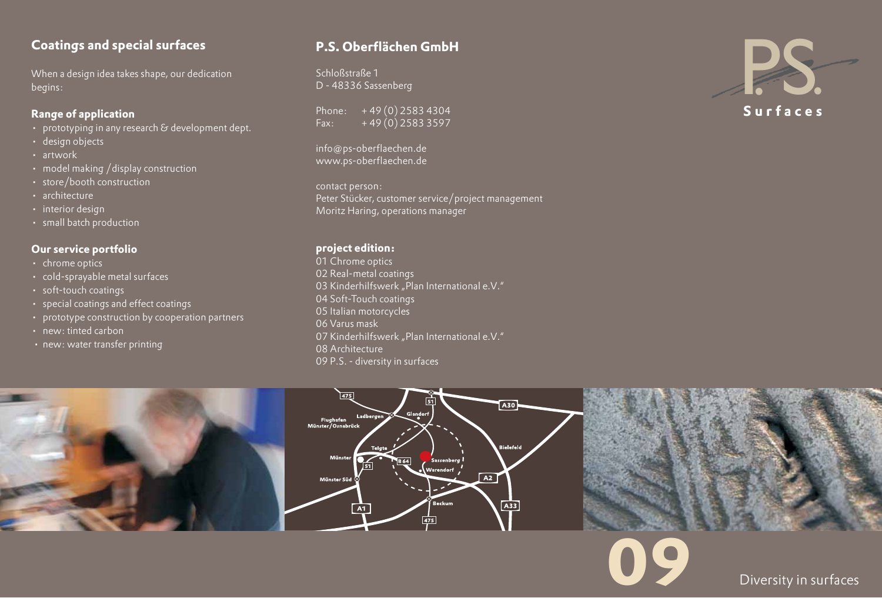## Coatings and special surfaces

When a design idea takes shape, our dedication begins:

### Range of application

- prototyping in any research & development dept.
- design objects
- artwork
- model making / display construction
- store/booth construction
- architecture
- interior design
- small batch production

### Our service portfolio

- chrome optics
- cold-sprayable metal surfaces
- soft-touch coatings
- special coatings and effect coatings
- prototype construction by cooperation partners
- new: tinted carbon
- new: water transfer printing

## P.S. Oberflächen GmbH

Schloßstraße 1
D - 48336 Sassenberg

Phone: + 49 (0) 2583 4304
Fax: + 49 (0) 2583 3597

info@ps-oberflaechen.de
www.ps-oberflaechen.de

contact person:
Peter Stücker, customer service/project management
Moritz Haring, operations manager

### project edition:

01 Chrome optics
02 Real-metal coatings
03 Kinderhilfswerk „Plan International e.V."
04 Soft-Touch coatings
05 Italian motorcycles
06 Varus mask
07 Kinderhilfswerk „Plan International e.V."
08 Architecture
09 P.S. - diversity in surfaces

P.S. Surfaces

475
51
A30
Flughafen Münster/Osnabrück
Ladbergen
Glandorf
Telgte
Münster
B 64
Sassenberg
Warendorf
Bielefeld
51
Münster Süd
A2
Beckum
A1
A33
475

09

Diversity in surfaces